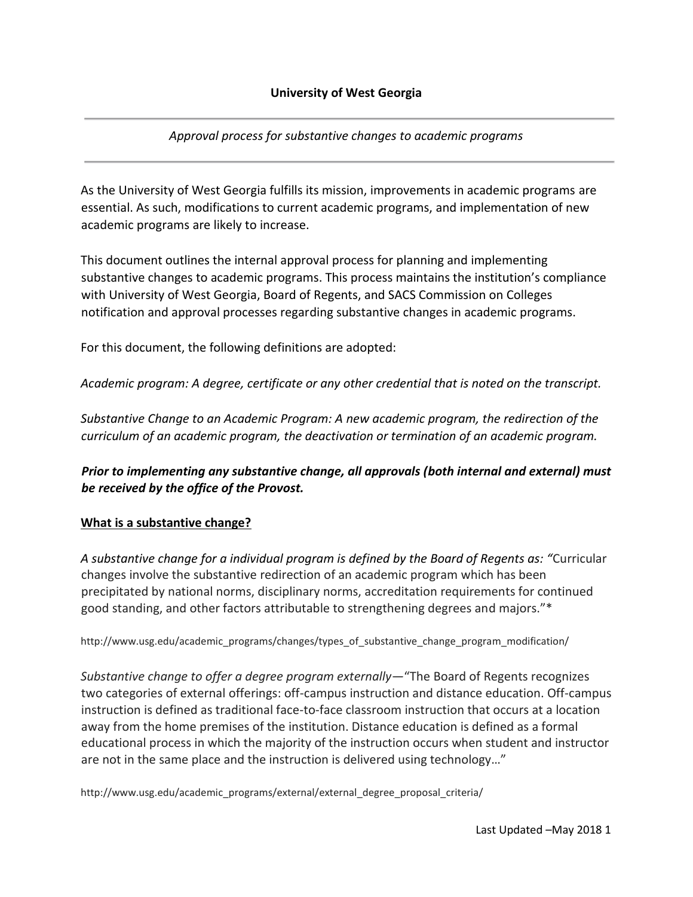**University of West Georgia**

---

*Approval process for substantive changes to academic programs*

---

As the University of West Georgia fulfills its mission, improvements in academic programs are essential. As such, modifications to current academic programs, and implementation of new academic programs are likely to increase.

This document outlines the internal approval process for planning and implementing substantive changes to academic programs. This process maintains the institution's compliance with University of West Georgia, Board of Regents, and SACS Commission on Colleges notification and approval processes regarding substantive changes in academic programs.

For this document, the following definitions are adopted:

*Academic program: A degree, certificate or any other credential that is noted on the transcript.*

*Substantive Change to an Academic Program: A new academic program, the redirection of the curriculum of an academic program, the deactivation or termination of an academic program.*

***Prior to implementing any substantive change, all approvals (both internal and external) must be received by the office of the Provost.***

**<u>What is a substantive change?</u>**

*A substantive change for a individual program is defined by the Board of Regents as: "*Curricular changes involve the substantive redirection of an academic program which has been precipitated by national norms, disciplinary norms, accreditation requirements for continued good standing, and other factors attributable to strengthening degrees and majors."*

http://www.usg.edu/academic_programs/changes/types_of_substantive_change_program_modification/

*Substantive change to offer a degree program externally*—"The Board of Regents recognizes two categories of external offerings: off-campus instruction and distance education. Off-campus instruction is defined as traditional face-to-face classroom instruction that occurs at a location away from the home premises of the institution. Distance education is defined as a formal educational process in which the majority of the instruction occurs when student and instructor are not in the same place and the instruction is delivered using technology…"

http://www.usg.edu/academic_programs/external/external_degree_proposal_criteria/

Last Updated –May 2018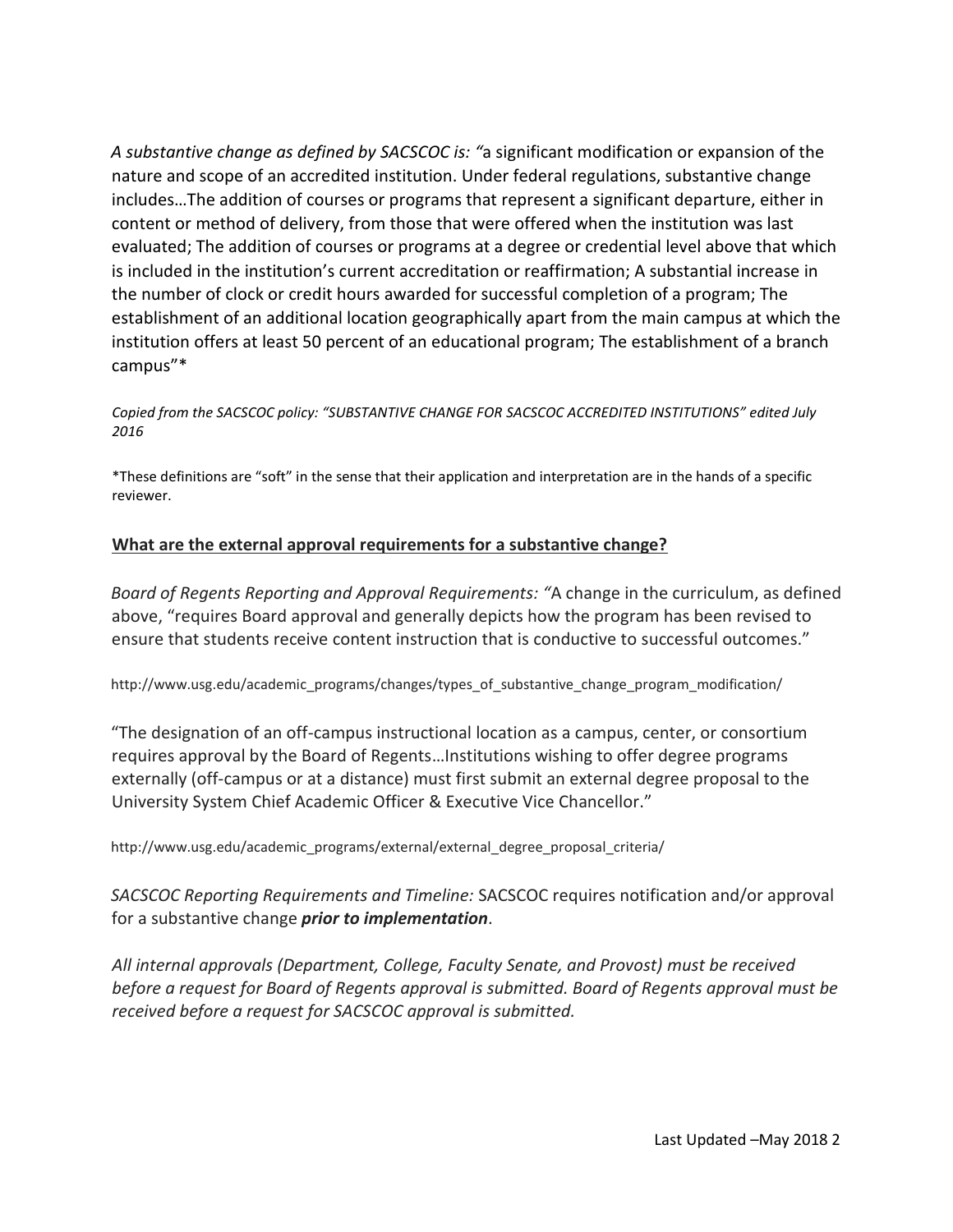*A substantive change as defined by SACSCOC is: "*a significant modification or expansion of the nature and scope of an accredited institution. Under federal regulations, substantive change includes…The addition of courses or programs that represent a significant departure, either in content or method of delivery, from those that were offered when the institution was last evaluated; The addition of courses or programs at a degree or credential level above that which is included in the institution's current accreditation or reaffirmation; A substantial increase in the number of clock or credit hours awarded for successful completion of a program; The establishment of an additional location geographically apart from the main campus at which the institution offers at least 50 percent of an educational program; The establishment of a branch campus"*

*Copied from the SACSCOC policy: "SUBSTANTIVE CHANGE FOR SACSCOC ACCREDITED INSTITUTIONS" edited July 2016*

*These definitions are "soft" in the sense that their application and interpretation are in the hands of a specific reviewer.

**What are the external approval requirements for a substantive change?**

*Board of Regents Reporting and Approval Requirements: "*A change in the curriculum, as defined above, "requires Board approval and generally depicts how the program has been revised to ensure that students receive content instruction that is conductive to successful outcomes."

http://www.usg.edu/academic_programs/changes/types_of_substantive_change_program_modification/

"The designation of an off-campus instructional location as a campus, center, or consortium requires approval by the Board of Regents…Institutions wishing to offer degree programs externally (off-campus or at a distance) must first submit an external degree proposal to the University System Chief Academic Officer & Executive Vice Chancellor."

http://www.usg.edu/academic_programs/external/external_degree_proposal_criteria/

*SACSCOC Reporting Requirements and Timeline:* SACSCOC requires notification and/or approval for a substantive change ***prior to implementation***.

*All internal approvals (Department, College, Faculty Senate, and Provost) must be received before a request for Board of Regents approval is submitted. Board of Regents approval must be received before a request for SACSCOC approval is submitted.*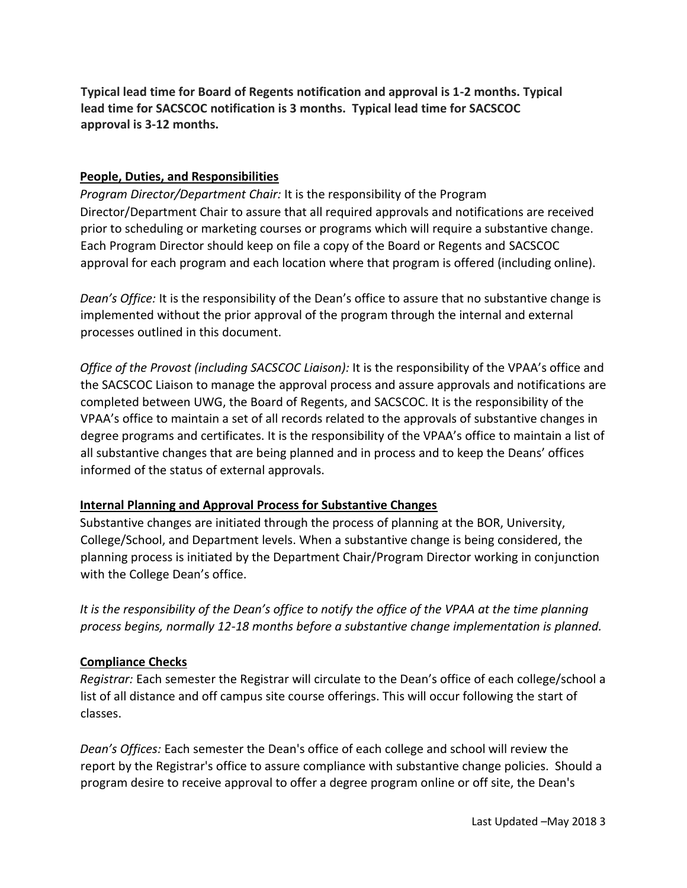**Typical lead time for Board of Regents notification and approval is 1-2 months. Typical lead time for SACSCOC notification is 3 months. Typical lead time for SACSCOC approval is 3-12 months.**

## People, Duties, and Responsibilities

*Program Director/Department Chair:* It is the responsibility of the Program Director/Department Chair to assure that all required approvals and notifications are received prior to scheduling or marketing courses or programs which will require a substantive change. Each Program Director should keep on file a copy of the Board or Regents and SACSCOC approval for each program and each location where that program is offered (including online).

*Dean's Office:* It is the responsibility of the Dean's office to assure that no substantive change is implemented without the prior approval of the program through the internal and external processes outlined in this document.

*Office of the Provost (including SACSCOC Liaison):* It is the responsibility of the VPAA's office and the SACSCOC Liaison to manage the approval process and assure approvals and notifications are completed between UWG, the Board of Regents, and SACSCOC. It is the responsibility of the VPAA's office to maintain a set of all records related to the approvals of substantive changes in degree programs and certificates. It is the responsibility of the VPAA's office to maintain a list of all substantive changes that are being planned and in process and to keep the Deans' offices informed of the status of external approvals.

## Internal Planning and Approval Process for Substantive Changes

Substantive changes are initiated through the process of planning at the BOR, University, College/School, and Department levels. When a substantive change is being considered, the planning process is initiated by the Department Chair/Program Director working in conjunction with the College Dean's office.

*It is the responsibility of the Dean's office to notify the office of the VPAA at the time planning process begins, normally 12-18 months before a substantive change implementation is planned.*

## Compliance Checks

*Registrar:* Each semester the Registrar will circulate to the Dean's office of each college/school a list of all distance and off campus site course offerings. This will occur following the start of classes.

*Dean's Offices:* Each semester the Dean's office of each college and school will review the report by the Registrar's office to assure compliance with substantive change policies. Should a program desire to receive approval to offer a degree program online or off site, the Dean's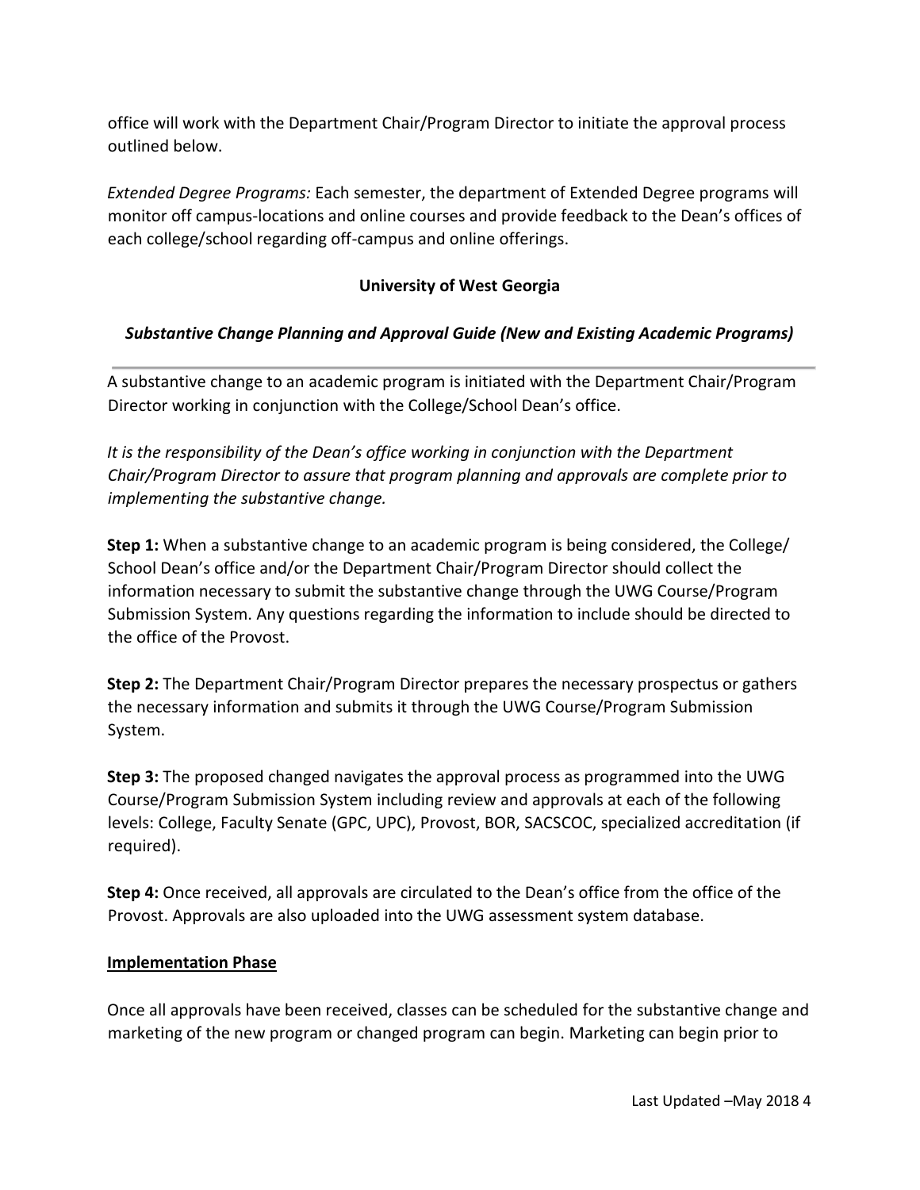office will work with the Department Chair/Program Director to initiate the approval process outlined below.

*Extended Degree Programs:* Each semester, the department of Extended Degree programs will monitor off campus-locations and online courses and provide feedback to the Dean's offices of each college/school regarding off-campus and online offerings.

**University of West Georgia**

***Substantive Change Planning and Approval Guide (New and Existing Academic Programs)***

---

A substantive change to an academic program is initiated with the Department Chair/Program Director working in conjunction with the College/School Dean's office.

*It is the responsibility of the Dean's office working in conjunction with the Department Chair/Program Director to assure that program planning and approvals are complete prior to implementing the substantive change.*

**Step 1:** When a substantive change to an academic program is being considered, the College/School Dean's office and/or the Department Chair/Program Director should collect the information necessary to submit the substantive change through the UWG Course/Program Submission System. Any questions regarding the information to include should be directed to the office of the Provost.

**Step 2:** The Department Chair/Program Director prepares the necessary prospectus or gathers the necessary information and submits it through the UWG Course/Program Submission System.

**Step 3:** The proposed changed navigates the approval process as programmed into the UWG Course/Program Submission System including review and approvals at each of the following levels: College, Faculty Senate (GPC, UPC), Provost, BOR, SACSCOC, specialized accreditation (if required).

**Step 4:** Once received, all approvals are circulated to the Dean's office from the office of the Provost. Approvals are also uploaded into the UWG assessment system database.

**<u>Implementation Phase</u>**

Once all approvals have been received, classes can be scheduled for the substantive change and marketing of the new program or changed program can begin. Marketing can begin prior to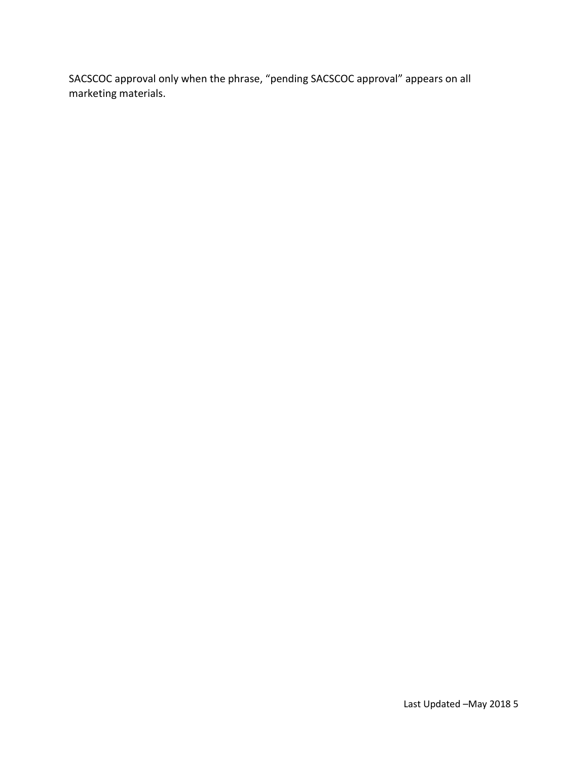SACSCOC approval only when the phrase, "pending SACSCOC approval" appears on all marketing materials.